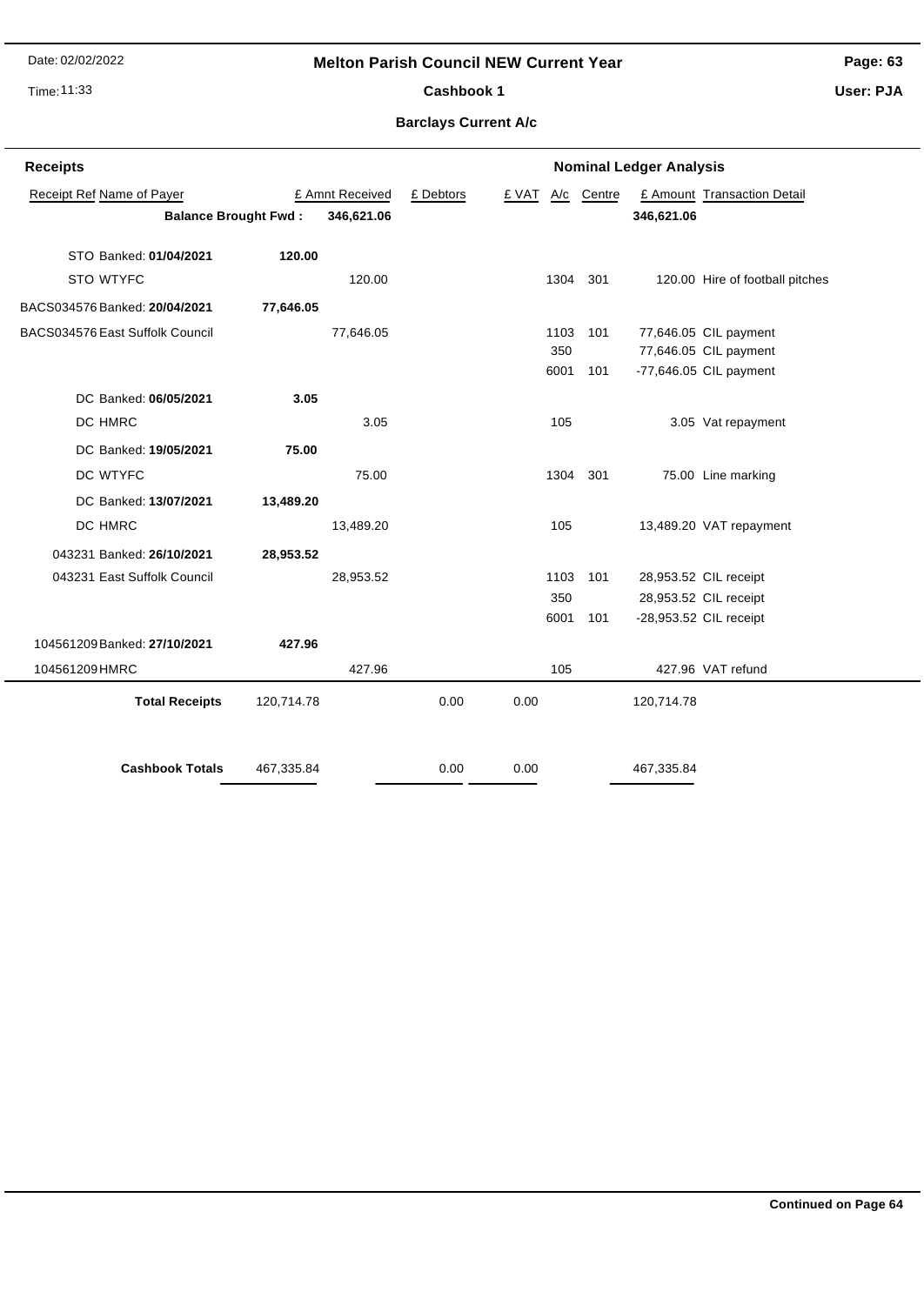# Melton Parish Council NEW Current Year

## Cashbook 1

### Barclays Current A/c

**Receipts** — **Nominal Ledger Analysis**

| Receipt Ref | Name of Payer | | £ Amnt Received | £ Debtors | £ VAT | A/c | Centre | £ Amount | Transaction Detail |
|---|---|---|---|---|---|---|---|---|---|
| | **Balance Brought Fwd :** | | **346,621.06** | | | | | **346,621.06** | |
| STO | Banked: **01/04/2021** | **120.00** | | | | | | | |
| STO | WTYFC | | 120.00 | | | 1304 | 301 | 120.00 | Hire of football pitches |
| BACS034576 | Banked: **20/04/2021** | **77,646.05** | | | | | | | |
| BACS034576 | East Suffolk Council | | 77,646.05 | | | 1103 | 101 | 77,646.05 | CIL payment |
| | | | | | | 350 | | 77,646.05 | CIL payment |
| | | | | | | 6001 | 101 | -77,646.05 | CIL payment |
| DC | Banked: **06/05/2021** | **3.05** | | | | | | | |
| DC | HMRC | | 3.05 | | | 105 | | 3.05 | Vat repayment |
| DC | Banked: **19/05/2021** | **75.00** | | | | | | | |
| DC | WTYFC | | 75.00 | | | 1304 | 301 | 75.00 | Line marking |
| DC | Banked: **13/07/2021** | **13,489.20** | | | | | | | |
| DC | HMRC | | 13,489.20 | | | 105 | | 13,489.20 | VAT repayment |
| 043231 | Banked: **26/10/2021** | **28,953.52** | | | | | | | |
| 043231 | East Suffolk Council | | 28,953.52 | | | 1103 | 101 | 28,953.52 | CIL receipt |
| | | | | | | 350 | | 28,953.52 | CIL receipt |
| | | | | | | 6001 | 101 | -28,953.52 | CIL receipt |
| 104561209 | Banked: **27/10/2021** | **427.96** | | | | | | | |
| 104561209 | HMRC | | 427.96 | | | 105 | | 427.96 | VAT refund |
| | **Total Receipts** | 120,714.78 | | 0.00 | 0.00 | | | 120,714.78 | |
| | **Cashbook Totals** | 467,335.84 | | 0.00 | 0.00 | | | 467,335.84 | |

**Continued on Page 64**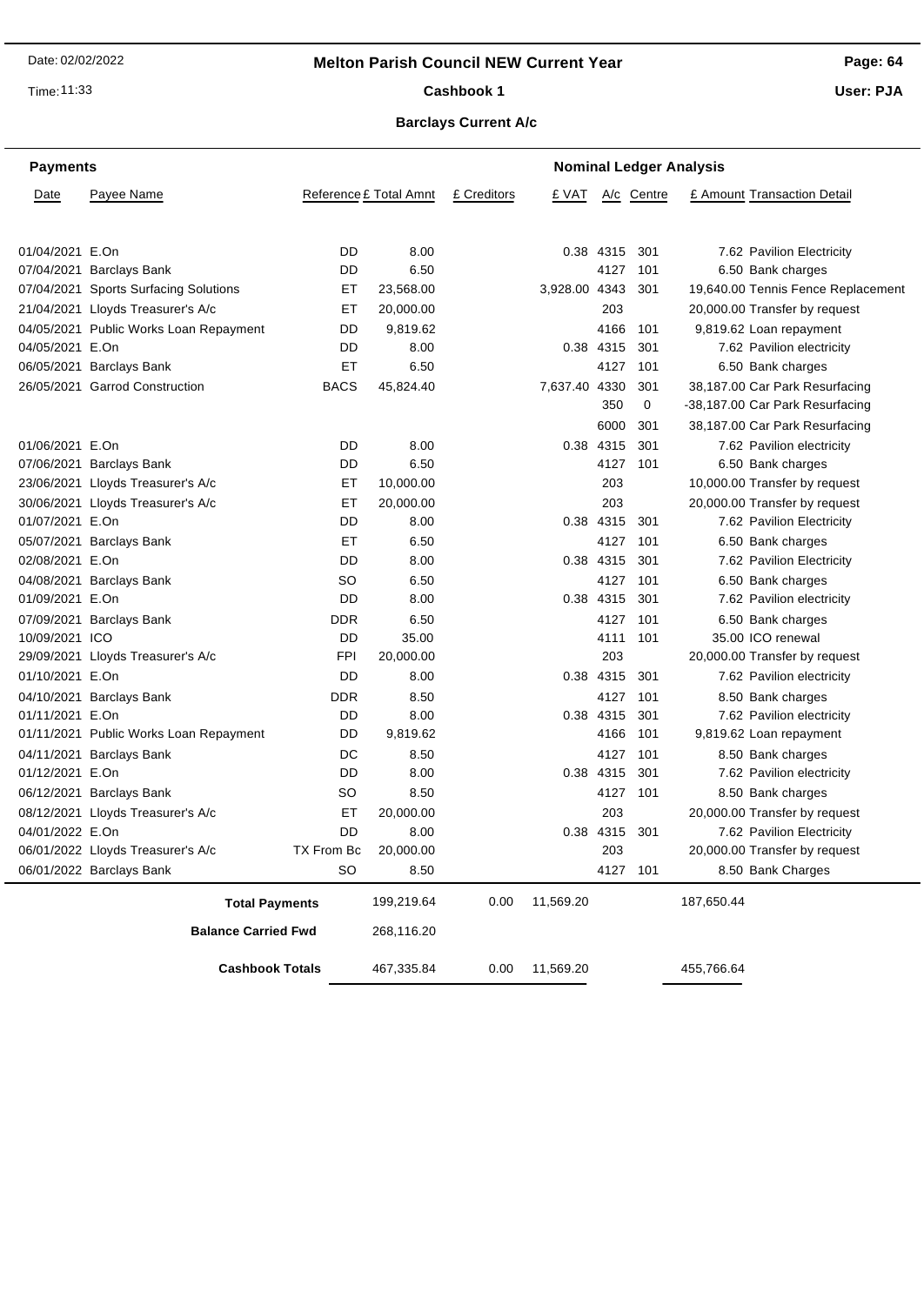Date: 02/02/2022

Time: 11:33

## Melton Parish Council NEW Current Year

### Cashbook 1

### Barclays Current A/c

Page: 64

User: PJA

| Payments | | | | | | | | | | |
|---|---|---|---|---|---|---|---|---|---|---|
| Date | Payee Name | Reference | £ Total Amnt | £ Creditors | £ VAT | A/c | Centre | £ Amount | Transaction Detail |
| 01/04/2021 | E.On | DD | 8.00 | | 0.38 | 4315 | 301 | 7.62 | Pavilion Electricity |
| 07/04/2021 | Barclays Bank | DD | 6.50 | | | 4127 | 101 | 6.50 | Bank charges |
| 07/04/2021 | Sports Surfacing Solutions | ET | 23,568.00 | | 3,928.00 | 4343 | 301 | 19,640.00 | Tennis Fence Replacement |
| 21/04/2021 | Lloyds Treasurer's A/c | ET | 20,000.00 | | | 203 | | 20,000.00 | Transfer by request |
| 04/05/2021 | Public Works Loan Repayment | DD | 9,819.62 | | | 4166 | 101 | 9,819.62 | Loan repayment |
| 04/05/2021 | E.On | DD | 8.00 | | 0.38 | 4315 | 301 | 7.62 | Pavilion electricity |
| 06/05/2021 | Barclays Bank | ET | 6.50 | | | 4127 | 101 | 6.50 | Bank charges |
| 26/05/2021 | Garrod Construction | BACS | 45,824.40 | | 7,637.40 | 4330 | 301 | 38,187.00 | Car Park Resurfacing |
| | | | | | | 350 | 0 | -38,187.00 | Car Park Resurfacing |
| | | | | | | 6000 | 301 | 38,187.00 | Car Park Resurfacing |
| 01/06/2021 | E.On | DD | 8.00 | | 0.38 | 4315 | 301 | 7.62 | Pavilion electricity |
| 07/06/2021 | Barclays Bank | DD | 6.50 | | | 4127 | 101 | 6.50 | Bank charges |
| 23/06/2021 | Lloyds Treasurer's A/c | ET | 10,000.00 | | | 203 | | 10,000.00 | Transfer by request |
| 30/06/2021 | Lloyds Treasurer's A/c | ET | 20,000.00 | | | 203 | | 20,000.00 | Transfer by request |
| 01/07/2021 | E.On | DD | 8.00 | | 0.38 | 4315 | 301 | 7.62 | Pavilion Electricity |
| 05/07/2021 | Barclays Bank | ET | 6.50 | | | 4127 | 101 | 6.50 | Bank charges |
| 02/08/2021 | E.On | DD | 8.00 | | 0.38 | 4315 | 301 | 7.62 | Pavilion Electricity |
| 04/08/2021 | Barclays Bank | SO | 6.50 | | | 4127 | 101 | 6.50 | Bank charges |
| 01/09/2021 | E.On | DD | 8.00 | | 0.38 | 4315 | 301 | 7.62 | Pavilion electricity |
| 07/09/2021 | Barclays Bank | DDR | 6.50 | | | 4127 | 101 | 6.50 | Bank charges |
| 10/09/2021 | ICO | DD | 35.00 | | | 4111 | 101 | 35.00 | ICO renewal |
| 29/09/2021 | Lloyds Treasurer's A/c | FPI | 20,000.00 | | | 203 | | 20,000.00 | Transfer by request |
| 01/10/2021 | E.On | DD | 8.00 | | 0.38 | 4315 | 301 | 7.62 | Pavilion electricity |
| 04/10/2021 | Barclays Bank | DDR | 8.50 | | | 4127 | 101 | 8.50 | Bank charges |
| 01/11/2021 | E.On | DD | 8.00 | | 0.38 | 4315 | 301 | 7.62 | Pavilion electricity |
| 01/11/2021 | Public Works Loan Repayment | DD | 9,819.62 | | | 4166 | 101 | 9,819.62 | Loan repayment |
| 04/11/2021 | Barclays Bank | DC | 8.50 | | | 4127 | 101 | 8.50 | Bank charges |
| 01/12/2021 | E.On | DD | 8.00 | | 0.38 | 4315 | 301 | 7.62 | Pavilion electricity |
| 06/12/2021 | Barclays Bank | SO | 8.50 | | | 4127 | 101 | 8.50 | Bank charges |
| 08/12/2021 | Lloyds Treasurer's A/c | ET | 20,000.00 | | | 203 | | 20,000.00 | Transfer by request |
| 04/01/2022 | E.On | DD | 8.00 | | 0.38 | 4315 | 301 | 7.62 | Pavilion Electricity |
| 06/01/2022 | Lloyds Treasurer's A/c | TX From Bc | 20,000.00 | | | 203 | | 20,000.00 | Transfer by request |
| 06/01/2022 | Barclays Bank | SO | 8.50 | | | 4127 | 101 | 8.50 | Bank Charges |
| | **Total Payments** | | 199,219.64 | 0.00 | 11,569.20 | | | 187,650.44 | |
| | **Balance Carried Fwd** | | 268,116.20 | | | | | | |
| | **Cashbook Totals** | | 467,335.84 | 0.00 | 11,569.20 | | | 455,766.64 | |